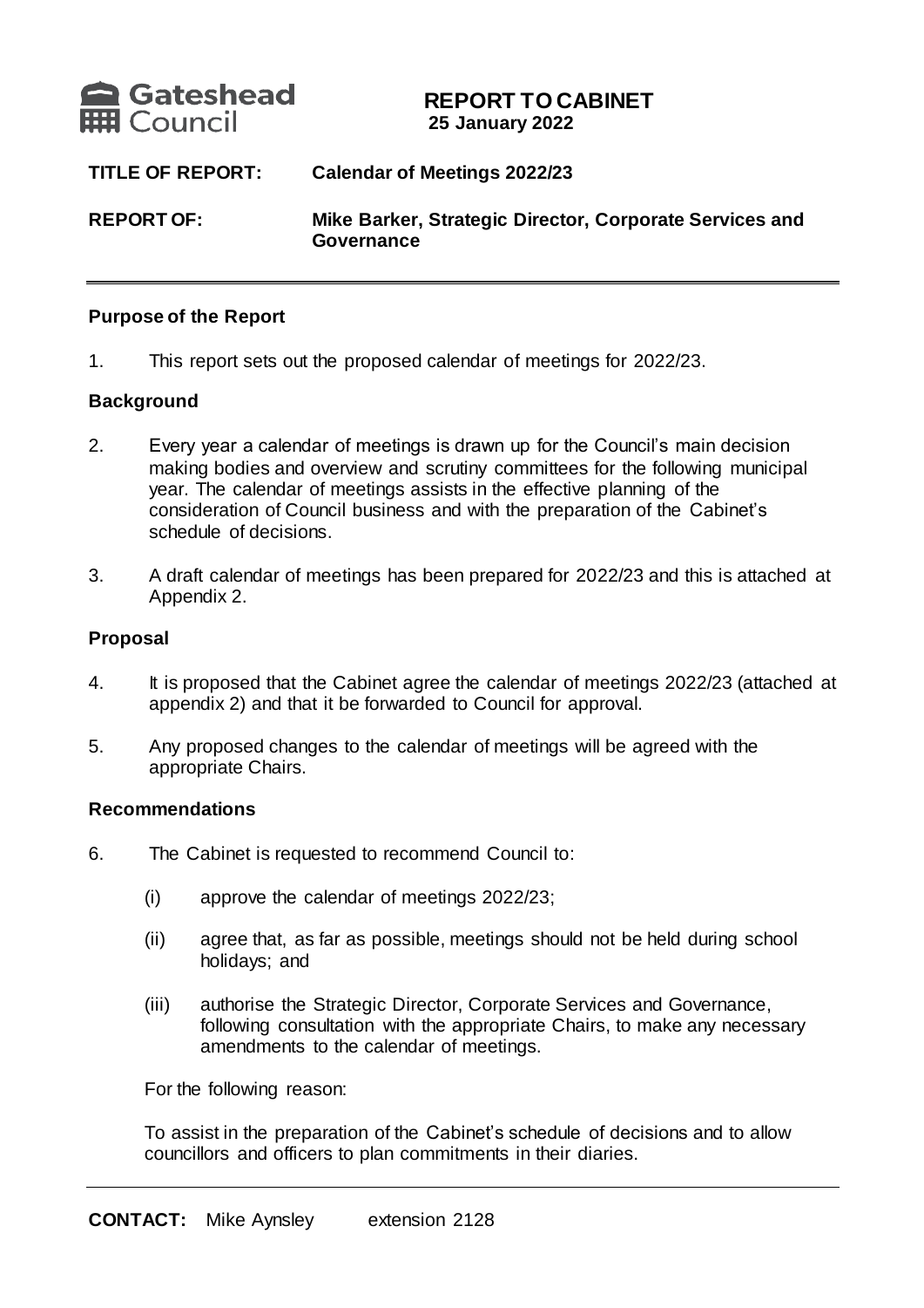Gateshead Council

# REPORT TO CABINET
**25 January 2022**

| | |
|---|---|
| **TITLE OF REPORT:** | **Calendar of Meetings 2022/23** |
| **REPORT OF:** | **Mike Barker, Strategic Director, Corporate Services and Governance** |

---

### Purpose of the Report

1. This report sets out the proposed calendar of meetings for 2022/23.

### Background

2. Every year a calendar of meetings is drawn up for the Council's main decision making bodies and overview and scrutiny committees for the following municipal year. The calendar of meetings assists in the effective planning of the consideration of Council business and with the preparation of the Cabinet's schedule of decisions.

3. A draft calendar of meetings has been prepared for 2022/23 and this is attached at Appendix 2.

### Proposal

4. It is proposed that the Cabinet agree the calendar of meetings 2022/23 (attached at appendix 2) and that it be forwarded to Council for approval.

5. Any proposed changes to the calendar of meetings will be agreed with the appropriate Chairs.

### Recommendations

6. The Cabinet is requested to recommend Council to:

   (i) approve the calendar of meetings 2022/23;

   (ii) agree that, as far as possible, meetings should not be held during school holidays; and

   (iii) authorise the Strategic Director, Corporate Services and Governance, following consultation with the appropriate Chairs, to make any necessary amendments to the calendar of meetings.

   For the following reason:

   To assist in the preparation of the Cabinet's schedule of decisions and to allow councillors and officers to plan commitments in their diaries.

---

**CONTACT:** Mike Aynsley extension 2128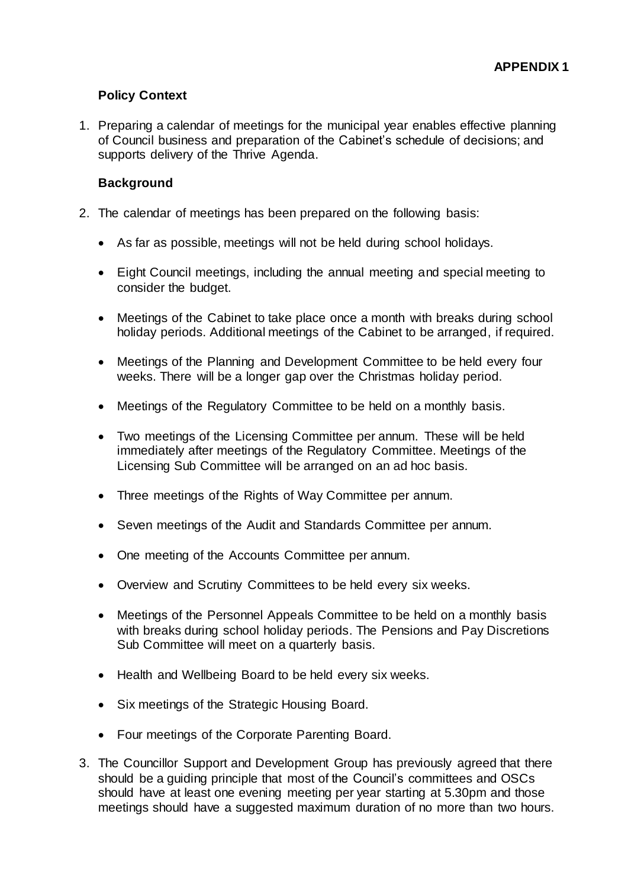**APPENDIX 1**

**Policy Context**

1. Preparing a calendar of meetings for the municipal year enables effective planning of Council business and preparation of the Cabinet's schedule of decisions; and supports delivery of the Thrive Agenda.

**Background**

2. The calendar of meetings has been prepared on the following basis:

   - As far as possible, meetings will not be held during school holidays.
   - Eight Council meetings, including the annual meeting and special meeting to consider the budget.
   - Meetings of the Cabinet to take place once a month with breaks during school holiday periods. Additional meetings of the Cabinet to be arranged, if required.
   - Meetings of the Planning and Development Committee to be held every four weeks. There will be a longer gap over the Christmas holiday period.
   - Meetings of the Regulatory Committee to be held on a monthly basis.
   - Two meetings of the Licensing Committee per annum. These will be held immediately after meetings of the Regulatory Committee. Meetings of the Licensing Sub Committee will be arranged on an ad hoc basis.
   - Three meetings of the Rights of Way Committee per annum.
   - Seven meetings of the Audit and Standards Committee per annum.
   - One meeting of the Accounts Committee per annum.
   - Overview and Scrutiny Committees to be held every six weeks.
   - Meetings of the Personnel Appeals Committee to be held on a monthly basis with breaks during school holiday periods. The Pensions and Pay Discretions Sub Committee will meet on a quarterly basis.
   - Health and Wellbeing Board to be held every six weeks.
   - Six meetings of the Strategic Housing Board.
   - Four meetings of the Corporate Parenting Board.

3. The Councillor Support and Development Group has previously agreed that there should be a guiding principle that most of the Council's committees and OSCs should have at least one evening meeting per year starting at 5.30pm and those meetings should have a suggested maximum duration of no more than two hours.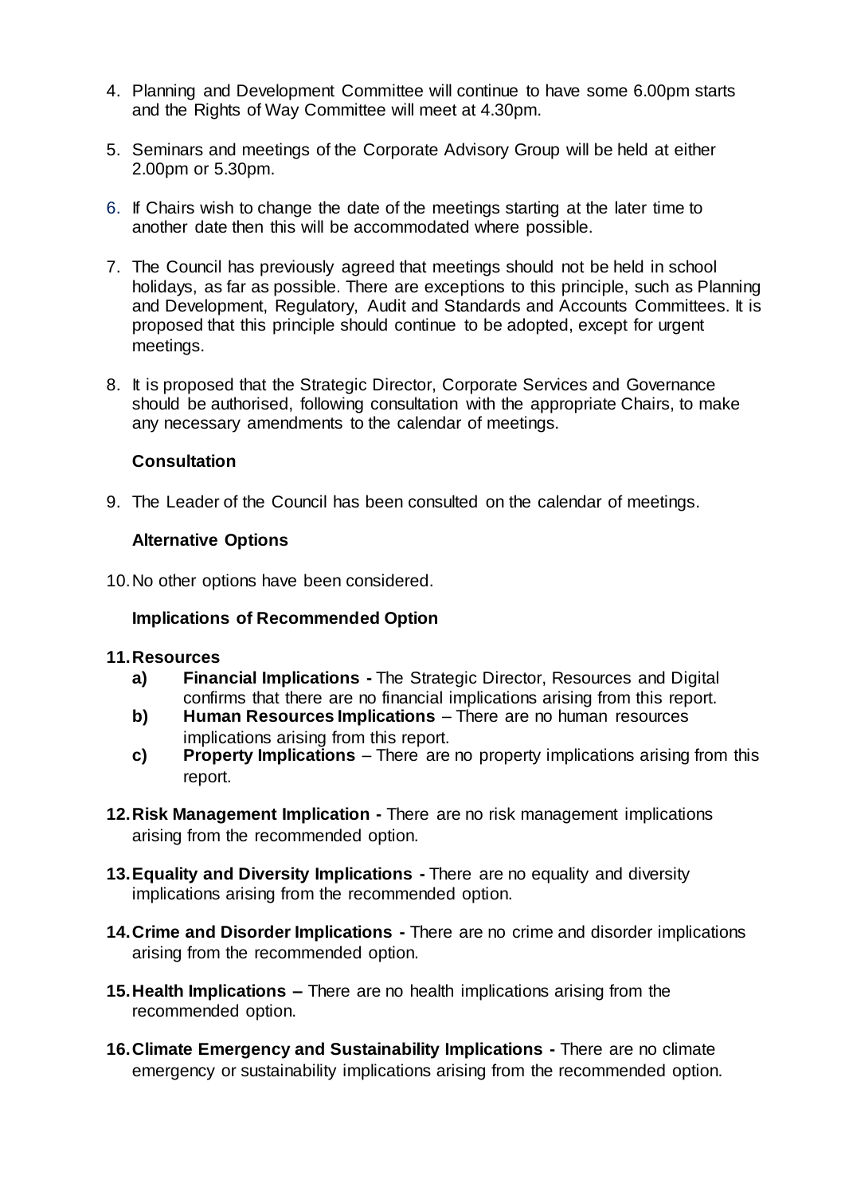4. Planning and Development Committee will continue to have some 6.00pm starts and the Rights of Way Committee will meet at 4.30pm.

5. Seminars and meetings of the Corporate Advisory Group will be held at either 2.00pm or 5.30pm.

6. If Chairs wish to change the date of the meetings starting at the later time to another date then this will be accommodated where possible.

7. The Council has previously agreed that meetings should not be held in school holidays, as far as possible. There are exceptions to this principle, such as Planning and Development, Regulatory, Audit and Standards and Accounts Committees. It is proposed that this principle should continue to be adopted, except for urgent meetings.

8. It is proposed that the Strategic Director, Corporate Services and Governance should be authorised, following consultation with the appropriate Chairs, to make any necessary amendments to the calendar of meetings.

### Consultation

9. The Leader of the Council has been consulted on the calendar of meetings.

### Alternative Options

10. No other options have been considered.

### Implications of Recommended Option

**11. Resources**

- **a) Financial Implications -** The Strategic Director, Resources and Digital confirms that there are no financial implications arising from this report.
- **b) Human Resources Implications** – There are no human resources implications arising from this report.
- **c) Property Implications** – There are no property implications arising from this report.

**12. Risk Management Implication -** There are no risk management implications arising from the recommended option.

**13. Equality and Diversity Implications -** There are no equality and diversity implications arising from the recommended option.

**14. Crime and Disorder Implications -** There are no crime and disorder implications arising from the recommended option.

**15. Health Implications –** There are no health implications arising from the recommended option.

**16. Climate Emergency and Sustainability Implications -** There are no climate emergency or sustainability implications arising from the recommended option.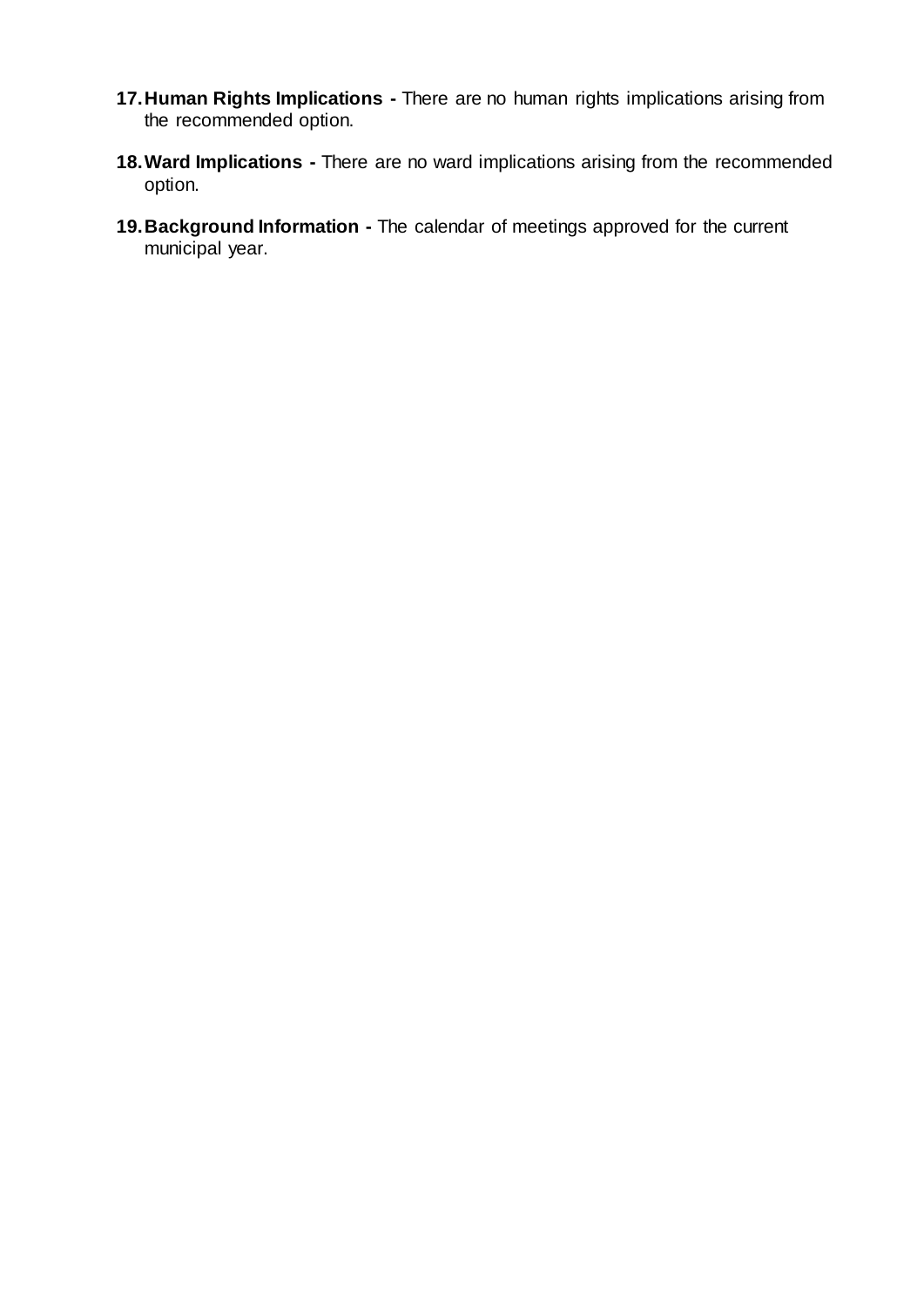17. **Human Rights Implications -** There are no human rights implications arising from the recommended option.

18. **Ward Implications -** There are no ward implications arising from the recommended option.

19. **Background Information -** The calendar of meetings approved for the current municipal year.